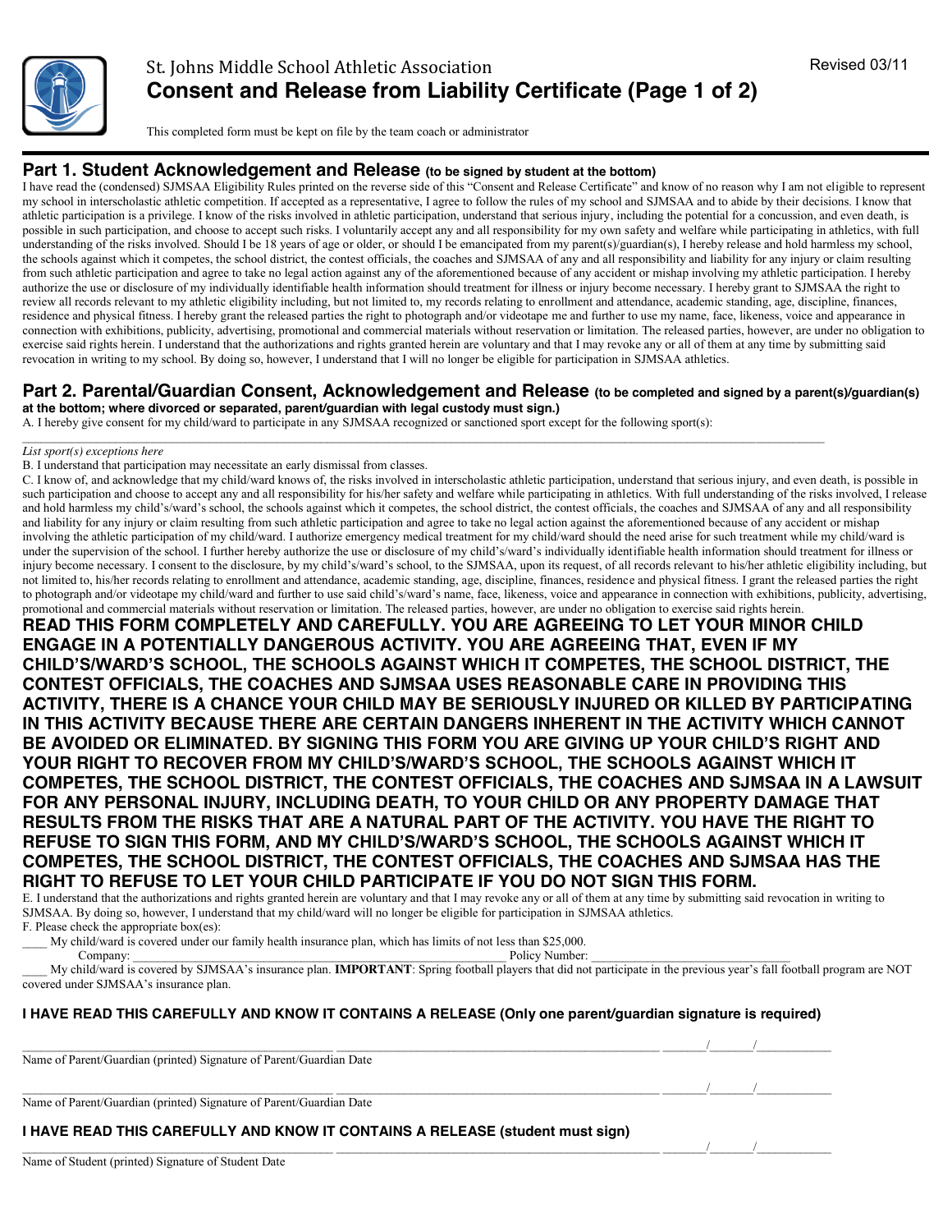St. Johns Middle School Athletic Association

# Consent and Release from Liability Certificate (Page 1 of 2)

Revised 03/11

This completed form must be kept on file by the team coach or administrator

## Part 1. Student Acknowledgement and Release (to be signed by student at the bottom)

I have read the (condensed) SJMSAA Eligibility Rules printed on the reverse side of this "Consent and Release Certificate" and know of no reason why I am not eligible to represent my school in interscholastic athletic competition. If accepted as a representative, I agree to follow the rules of my school and SJMSAA and to abide by their decisions. I know that athletic participation is a privilege. I know of the risks involved in athletic participation, understand that serious injury, including the potential for a concussion, and even death, is possible in such participation, and choose to accept such risks. I voluntarily accept any and all responsibility for my own safety and welfare while participating in athletics, with full understanding of the risks involved. Should I be 18 years of age or older, or should I be emancipated from my parent(s)/guardian(s), I hereby release and hold harmless my school, the schools against which it competes, the school district, the contest officials, the coaches and SJMSAA of any and all responsibility and liability for any injury or claim resulting from such athletic participation and agree to take no legal action against any of the aforementioned because of any accident or mishap involving my athletic participation. I hereby authorize the use or disclosure of my individually identifiable health information should treatment for illness or injury become necessary. I hereby grant to SJMSAA the right to review all records relevant to my athletic eligibility including, but not limited to, my records relating to enrollment and attendance, academic standing, age, discipline, finances, residence and physical fitness. I hereby grant the released parties the right to photograph and/or videotape me and further to use my name, face, likeness, voice and appearance in connection with exhibitions, publicity, advertising, promotional and commercial materials without reservation or limitation. The released parties, however, are under no obligation to exercise said rights herein. I understand that the authorizations and rights granted herein are voluntary and that I may revoke any or all of them at any time by submitting said revocation in writing to my school. By doing so, however, I understand that I will no longer be eligible for participation in SJMSAA athletics.

## Part 2. Parental/Guardian Consent, Acknowledgement and Release (to be completed and signed by a parent(s)/guardian(s) at the bottom; where divorced or separated, parent/guardian with legal custody must sign.)

A. I hereby give consent for my child/ward to participate in any SJMSAA recognized or sanctioned sport except for the following sport(s):

_______________________________________________________________________________________________

*List sport(s) exceptions here*

B. I understand that participation may necessitate an early dismissal from classes.

C. I know of, and acknowledge that my child/ward knows of, the risks involved in interscholastic athletic participation, understand that serious injury, and even death, is possible in such participation and choose to accept any and all responsibility for his/her safety and welfare while participating in athletics. With full understanding of the risks involved, I release and hold harmless my child's/ward's school, the schools against which it competes, the school district, the contest officials, the coaches and SJMSAA of any and all responsibility and liability for any injury or claim resulting from such athletic participation and agree to take no legal action against the aforementioned because of any accident or mishap involving the athletic participation of my child/ward. I authorize emergency medical treatment for my child/ward should the need arise for such treatment while my child/ward is under the supervision of the school. I further hereby authorize the use or disclosure of my child's/ward's individually identifiable health information should treatment for illness or injury become necessary. I consent to the disclosure, by my child's/ward's school, to the SJMSAA, upon its request, of all records relevant to his/her athletic eligibility including, but not limited to, his/her records relating to enrollment and attendance, academic standing, age, discipline, finances, residence and physical fitness. I grant the released parties the right to photograph and/or videotape my child/ward and further to use said child's/ward's name, face, likeness, voice and appearance in connection with exhibitions, publicity, advertising, promotional and commercial materials without reservation or limitation. The released parties, however, are under no obligation to exercise said rights herein.

**READ THIS FORM COMPLETELY AND CAREFULLY. YOU ARE AGREEING TO LET YOUR MINOR CHILD ENGAGE IN A POTENTIALLY DANGEROUS ACTIVITY. YOU ARE AGREEING THAT, EVEN IF MY CHILD'S/WARD'S SCHOOL, THE SCHOOLS AGAINST WHICH IT COMPETES, THE SCHOOL DISTRICT, THE CONTEST OFFICIALS, THE COACHES AND SJMSAA USES REASONABLE CARE IN PROVIDING THIS ACTIVITY, THERE IS A CHANCE YOUR CHILD MAY BE SERIOUSLY INJURED OR KILLED BY PARTICIPATING IN THIS ACTIVITY BECAUSE THERE ARE CERTAIN DANGERS INHERENT IN THE ACTIVITY WHICH CANNOT BE AVOIDED OR ELIMINATED. BY SIGNING THIS FORM YOU ARE GIVING UP YOUR CHILD'S RIGHT AND YOUR RIGHT TO RECOVER FROM MY CHILD'S/WARD'S SCHOOL, THE SCHOOLS AGAINST WHICH IT COMPETES, THE SCHOOL DISTRICT, THE CONTEST OFFICIALS, THE COACHES AND SJMSAA IN A LAWSUIT FOR ANY PERSONAL INJURY, INCLUDING DEATH, TO YOUR CHILD OR ANY PROPERTY DAMAGE THAT RESULTS FROM THE RISKS THAT ARE A NATURAL PART OF THE ACTIVITY. YOU HAVE THE RIGHT TO REFUSE TO SIGN THIS FORM, AND MY CHILD'S/WARD'S SCHOOL, THE SCHOOLS AGAINST WHICH IT COMPETES, THE SCHOOL DISTRICT, THE CONTEST OFFICIALS, THE COACHES AND SJMSAA HAS THE RIGHT TO REFUSE TO LET YOUR CHILD PARTICIPATE IF YOU DO NOT SIGN THIS FORM.**

E. I understand that the authorizations and rights granted herein are voluntary and that I may revoke any or all of them at any time by submitting said revocation in writing to SJMSAA. By doing so, however, I understand that my child/ward will no longer be eligible for participation in SJMSAA athletics.

F. Please check the appropriate box(es):

____ My child/ward is covered under our family health insurance plan, which has limits of not less than $25,000.

Company: ______________________________________________ Policy Number: ______________________________

____ My child/ward is covered by SJMSAA's insurance plan. **IMPORTANT**: Spring football players that did not participate in the previous year's fall football program are NOT covered under SJMSAA's insurance plan.

**I HAVE READ THIS CAREFULLY AND KNOW IT CONTAINS A RELEASE (Only one parent/guardian signature is required)**

______________________________ ______________________________ _____/_____/_______

Name of Parent/Guardian (printed) Signature of Parent/Guardian Date

______________________________ ______________________________ _____/_____/_______

Name of Parent/Guardian (printed) Signature of Parent/Guardian Date

**I HAVE READ THIS CAREFULLY AND KNOW IT CONTAINS A RELEASE (student must sign)**

______________________________ ______________________________ _____/_____/_______

Name of Student (printed) Signature of Student Date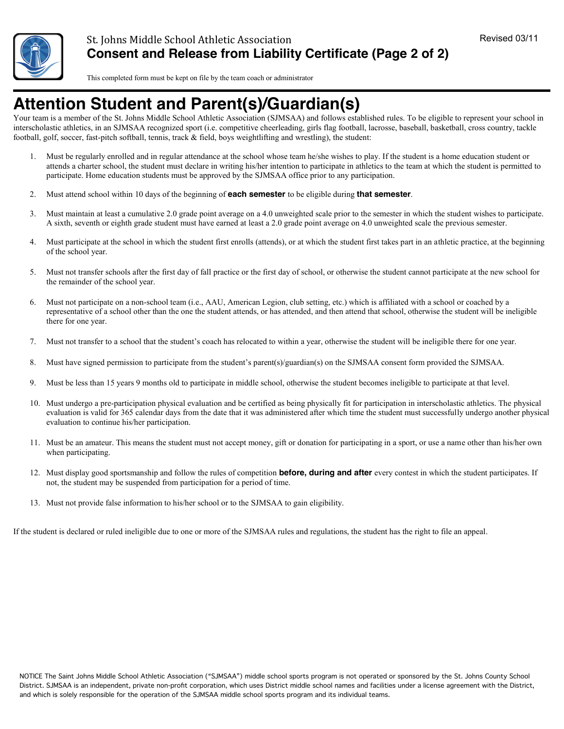St. Johns Middle School Athletic Association

**Consent and Release from Liability Certificate (Page 2 of 2)**

Revised 03/11

This completed form must be kept on file by the team coach or administrator

# Attention Student and Parent(s)/Guardian(s)

Your team is a member of the St. Johns Middle School Athletic Association (SJMSAA) and follows established rules. To be eligible to represent your school in interscholastic athletics, in an SJMSAA recognized sport (i.e. competitive cheerleading, girls flag football, lacrosse, baseball, basketball, cross country, tackle football, golf, soccer, fast-pitch softball, tennis, track & field, boys weightlifting and wrestling), the student:

1. Must be regularly enrolled and in regular attendance at the school whose team he/she wishes to play. If the student is a home education student or attends a charter school, the student must declare in writing his/her intention to participate in athletics to the team at which the student is permitted to participate. Home education students must be approved by the SJMSAA office prior to any participation.
2. Must attend school within 10 days of the beginning of **each semester** to be eligible during **that semester**.
3. Must maintain at least a cumulative 2.0 grade point average on a 4.0 unweighted scale prior to the semester in which the student wishes to participate. A sixth, seventh or eighth grade student must have earned at least a 2.0 grade point average on 4.0 unweighted scale the previous semester.
4. Must participate at the school in which the student first enrolls (attends), or at which the student first takes part in an athletic practice, at the beginning of the school year.
5. Must not transfer schools after the first day of fall practice or the first day of school, or otherwise the student cannot participate at the new school for the remainder of the school year.
6. Must not participate on a non-school team (i.e., AAU, American Legion, club setting, etc.) which is affiliated with a school or coached by a representative of a school other than the one the student attends, or has attended, and then attend that school, otherwise the student will be ineligible there for one year.
7. Must not transfer to a school that the student's coach has relocated to within a year, otherwise the student will be ineligible there for one year.
8. Must have signed permission to participate from the student's parent(s)/guardian(s) on the SJMSAA consent form provided the SJMSAA.
9. Must be less than 15 years 9 months old to participate in middle school, otherwise the student becomes ineligible to participate at that level.
10. Must undergo a pre-participation physical evaluation and be certified as being physically fit for participation in interscholastic athletics. The physical evaluation is valid for 365 calendar days from the date that it was administered after which time the student must successfully undergo another physical evaluation to continue his/her participation.
11. Must be an amateur. This means the student must not accept money, gift or donation for participating in a sport, or use a name other than his/her own when participating.
12. Must display good sportsmanship and follow the rules of competition **before, during and after** every contest in which the student participates. If not, the student may be suspended from participation for a period of time.
13. Must not provide false information to his/her school or to the SJMSAA to gain eligibility.

If the student is declared or ruled ineligible due to one or more of the SJMSAA rules and regulations, the student has the right to file an appeal.

NOTICE The Saint Johns Middle School Athletic Association ("SJMSAA") middle school sports program is not operated or sponsored by the St. Johns County School District. SJMSAA is an independent, private non-profit corporation, which uses District middle school names and facilities under a license agreement with the District, and which is solely responsible for the operation of the SJMSAA middle school sports program and its individual teams.